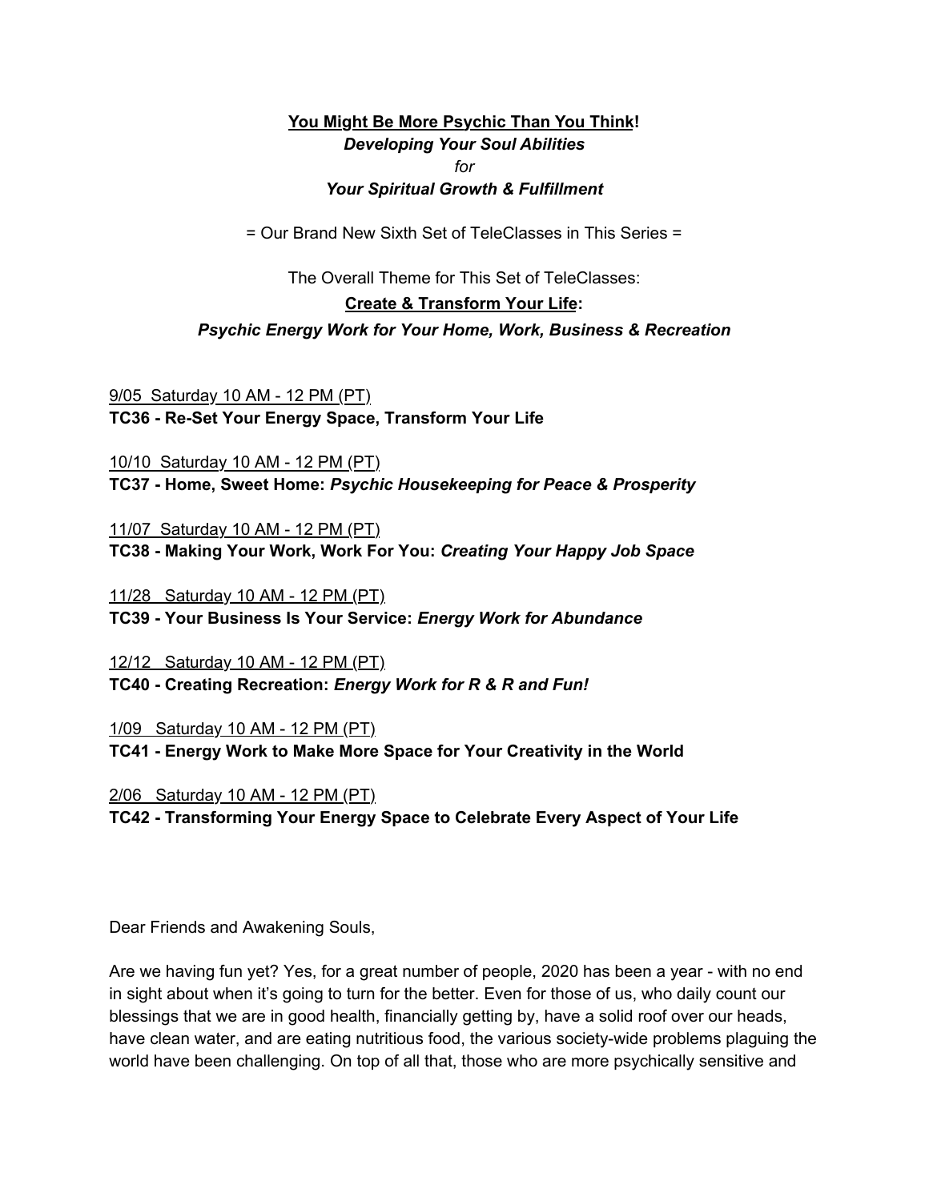**You Might Be More Psychic Than You Think!**
***Developing Your Soul Abilities***
*for*
***Your Spiritual Growth & Fulfillment***

= Our Brand New Sixth Set of TeleClasses in This Series =

The Overall Theme for This Set of TeleClasses:
**Create & Transform Your Life:**
***Psychic Energy Work for Your Home, Work, Business & Recreation***

9/05 Saturday 10 AM - 12 PM (PT)
**TC36 - Re-Set Your Energy Space, Transform Your Life**

10/10 Saturday 10 AM - 12 PM (PT)
**TC37 - Home, Sweet Home:** ***Psychic Housekeeping for Peace & Prosperity***

11/07 Saturday 10 AM - 12 PM (PT)
**TC38 - Making Your Work, Work For You:** ***Creating Your Happy Job Space***

11/28 Saturday 10 AM - 12 PM (PT)
**TC39 - Your Business Is Your Service:** ***Energy Work for Abundance***

12/12 Saturday 10 AM - 12 PM (PT)
**TC40 - Creating Recreation:** ***Energy Work for R & R and Fun!***

1/09 Saturday 10 AM - 12 PM (PT)
**TC41 - Energy Work to Make More Space for Your Creativity in the World**

2/06 Saturday 10 AM - 12 PM (PT)
**TC42 - Transforming Your Energy Space to Celebrate Every Aspect of Your Life**

Dear Friends and Awakening Souls,

Are we having fun yet? Yes, for a great number of people, 2020 has been a year - with no end in sight about when it's going to turn for the better. Even for those of us, who daily count our blessings that we are in good health, financially getting by, have a solid roof over our heads, have clean water, and are eating nutritious food, the various society-wide problems plaguing the world have been challenging. On top of all that, those who are more psychically sensitive and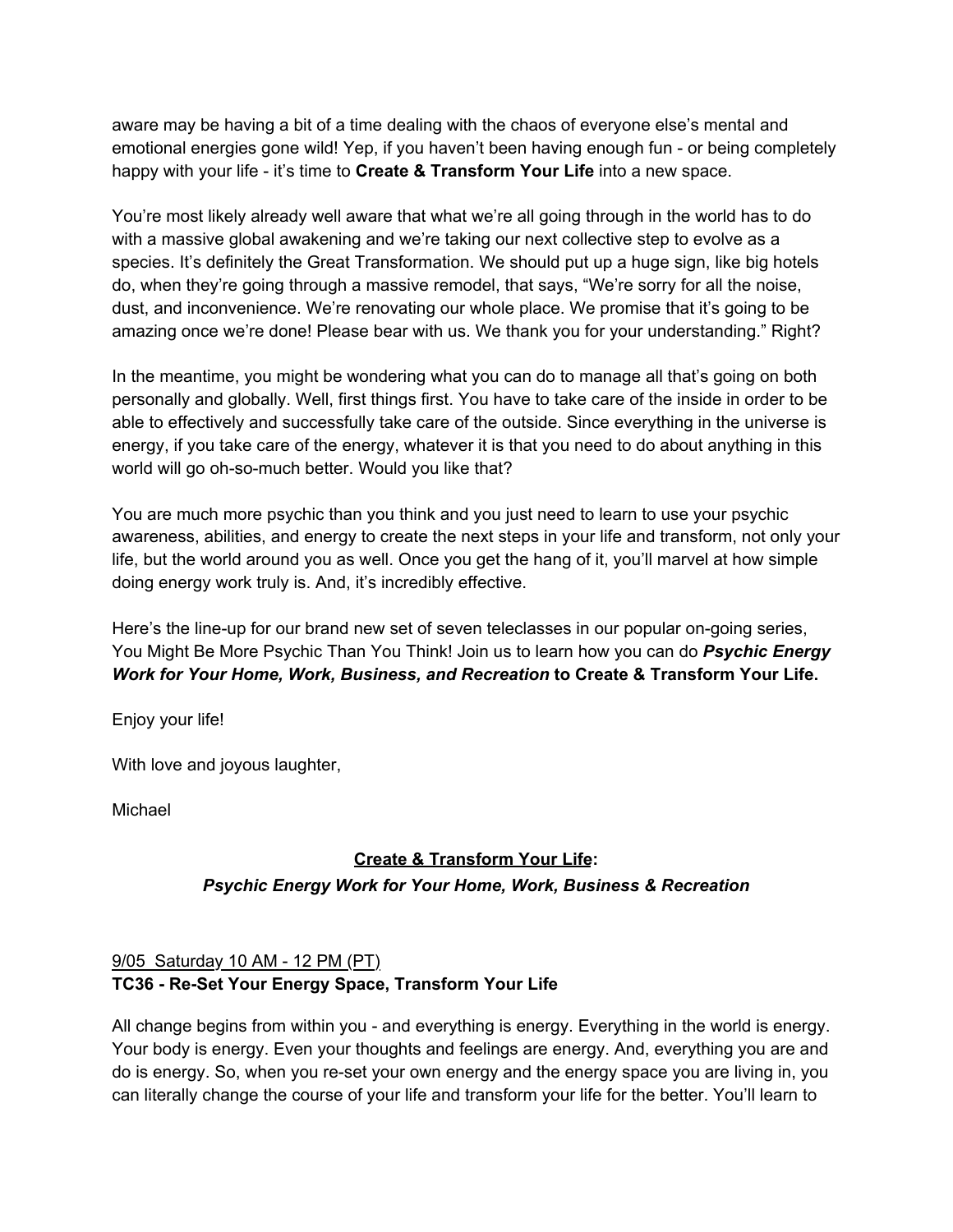aware may be having a bit of a time dealing with the chaos of everyone else's mental and emotional energies gone wild! Yep, if you haven't been having enough fun - or being completely happy with your life - it's time to **Create & Transform Your Life** into a new space.

You're most likely already well aware that what we're all going through in the world has to do with a massive global awakening and we're taking our next collective step to evolve as a species. It's definitely the Great Transformation. We should put up a huge sign, like big hotels do, when they're going through a massive remodel, that says, "We're sorry for all the noise, dust, and inconvenience. We're renovating our whole place. We promise that it's going to be amazing once we're done! Please bear with us. We thank you for your understanding." Right?

In the meantime, you might be wondering what you can do to manage all that's going on both personally and globally. Well, first things first. You have to take care of the inside in order to be able to effectively and successfully take care of the outside. Since everything in the universe is energy, if you take care of the energy, whatever it is that you need to do about anything in this world will go oh-so-much better. Would you like that?

You are much more psychic than you think and you just need to learn to use your psychic awareness, abilities, and energy to create the next steps in your life and transform, not only your life, but the world around you as well. Once you get the hang of it, you'll marvel at how simple doing energy work truly is. And, it's incredibly effective.

Here's the line-up for our brand new set of seven teleclasses in our popular on-going series, You Might Be More Psychic Than You Think! Join us to learn how you can do ***Psychic Energy Work for Your Home, Work, Business, and Recreation*** **to Create & Transform Your Life.**

Enjoy your life!

With love and joyous laughter,

Michael

## <u>Create & Transform Your Life</u>:
### *Psychic Energy Work for Your Home, Work, Business & Recreation*

<u>9/05 Saturday 10 AM - 12 PM (PT)</u>
**TC36 - Re-Set Your Energy Space, Transform Your Life**

All change begins from within you - and everything is energy. Everything in the world is energy. Your body is energy. Even your thoughts and feelings are energy. And, everything you are and do is energy. So, when you re-set your own energy and the energy space you are living in, you can literally change the course of your life and transform your life for the better. You'll learn to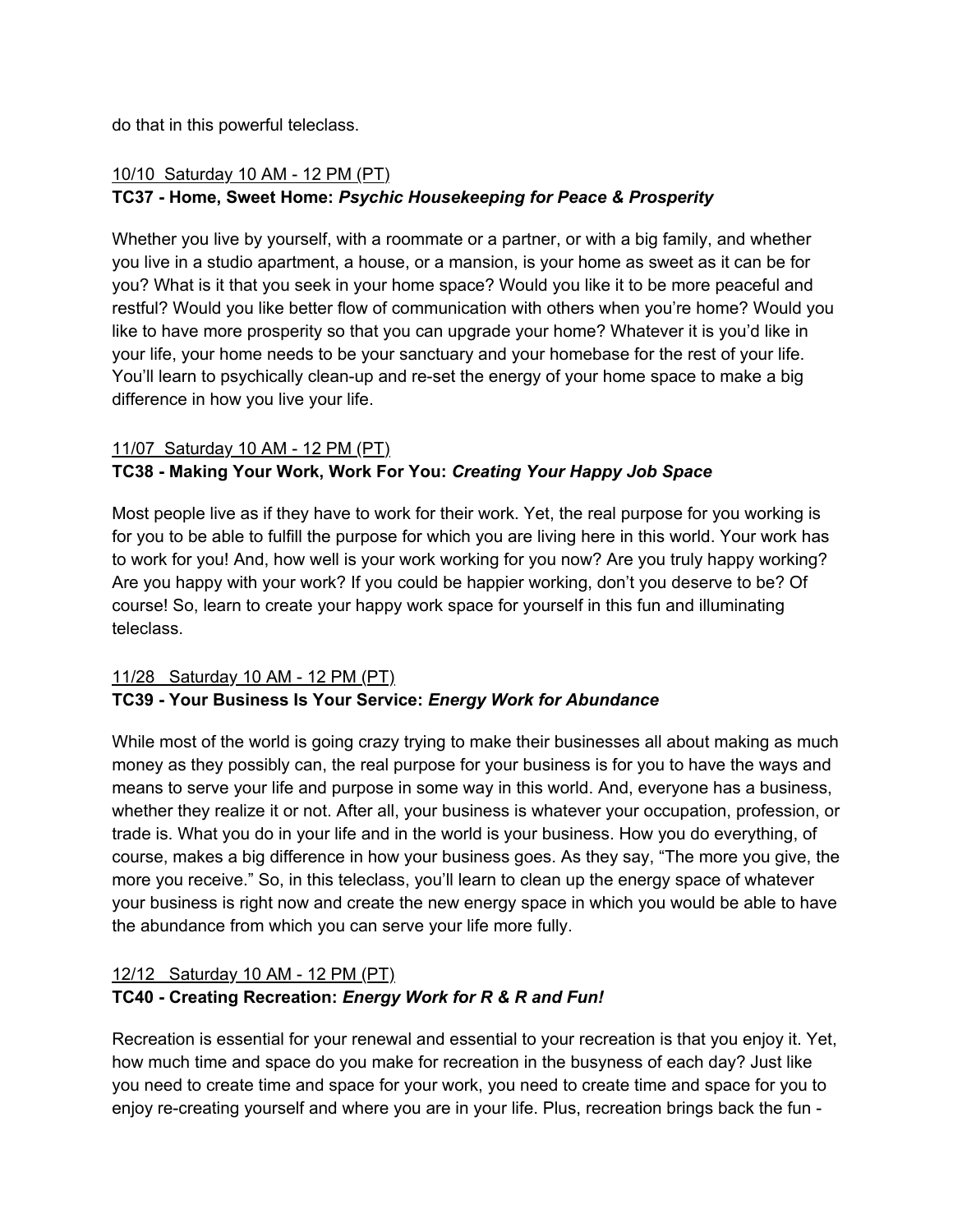do that in this powerful teleclass.

<u>10/10 Saturday 10 AM - 12 PM (PT)</u>

**TC37 - Home, Sweet Home:** ***Psychic Housekeeping for Peace & Prosperity***

Whether you live by yourself, with a roommate or a partner, or with a big family, and whether you live in a studio apartment, a house, or a mansion, is your home as sweet as it can be for you? What is it that you seek in your home space? Would you like it to be more peaceful and restful? Would you like better flow of communication with others when you're home? Would you like to have more prosperity so that you can upgrade your home? Whatever it is you'd like in your life, your home needs to be your sanctuary and your homebase for the rest of your life. You'll learn to psychically clean-up and re-set the energy of your home space to make a big difference in how you live your life.

<u>11/07 Saturday 10 AM - 12 PM (PT)</u>

**TC38 - Making Your Work, Work For You:** ***Creating Your Happy Job Space***

Most people live as if they have to work for their work. Yet, the real purpose for you working is for you to be able to fulfill the purpose for which you are living here in this world. Your work has to work for you! And, how well is your work working for you now? Are you truly happy working? Are you happy with your work? If you could be happier working, don't you deserve to be? Of course! So, learn to create your happy work space for yourself in this fun and illuminating teleclass.

<u>11/28 Saturday 10 AM - 12 PM (PT)</u>

**TC39 - Your Business Is Your Service:** ***Energy Work for Abundance***

While most of the world is going crazy trying to make their businesses all about making as much money as they possibly can, the real purpose for your business is for you to have the ways and means to serve your life and purpose in some way in this world. And, everyone has a business, whether they realize it or not. After all, your business is whatever your occupation, profession, or trade is. What you do in your life and in the world is your business. How you do everything, of course, makes a big difference in how your business goes. As they say, "The more you give, the more you receive." So, in this teleclass, you'll learn to clean up the energy space of whatever your business is right now and create the new energy space in which you would be able to have the abundance from which you can serve your life more fully.

<u>12/12 Saturday 10 AM - 12 PM (PT)</u>

**TC40 - Creating Recreation:** ***Energy Work for R & R and Fun!***

Recreation is essential for your renewal and essential to your recreation is that you enjoy it. Yet, how much time and space do you make for recreation in the busyness of each day? Just like you need to create time and space for your work, you need to create time and space for you to enjoy re-creating yourself and where you are in your life. Plus, recreation brings back the fun -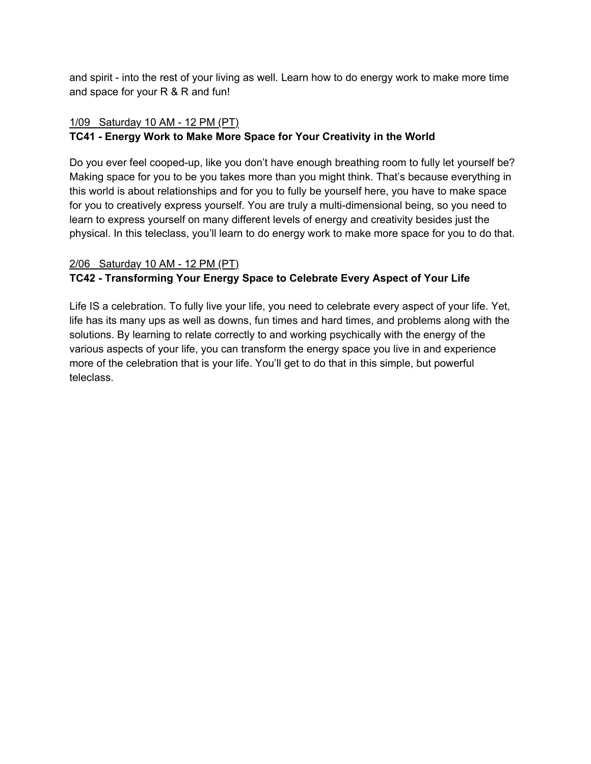and spirit - into the rest of your living as well. Learn how to do energy work to make more time and space for your R & R and fun!

1/09   Saturday 10 AM - 12 PM (PT)

**TC41 - Energy Work to Make More Space for Your Creativity in the World**

Do you ever feel cooped-up, like you don't have enough breathing room to fully let yourself be? Making space for you to be you takes more than you might think. That's because everything in this world is about relationships and for you to fully be yourself here, you have to make space for you to creatively express yourself. You are truly a multi-dimensional being, so you need to learn to express yourself on many different levels of energy and creativity besides just the physical. In this teleclass, you'll learn to do energy work to make more space for you to do that.

2/06   Saturday 10 AM - 12 PM (PT)

**TC42 - Transforming Your Energy Space to Celebrate Every Aspect of Your Life**

Life IS a celebration. To fully live your life, you need to celebrate every aspect of your life. Yet, life has its many ups as well as downs, fun times and hard times, and problems along with the solutions. By learning to relate correctly to and working psychically with the energy of the various aspects of your life, you can transform the energy space you live in and experience more of the celebration that is your life. You'll get to do that in this simple, but powerful teleclass.